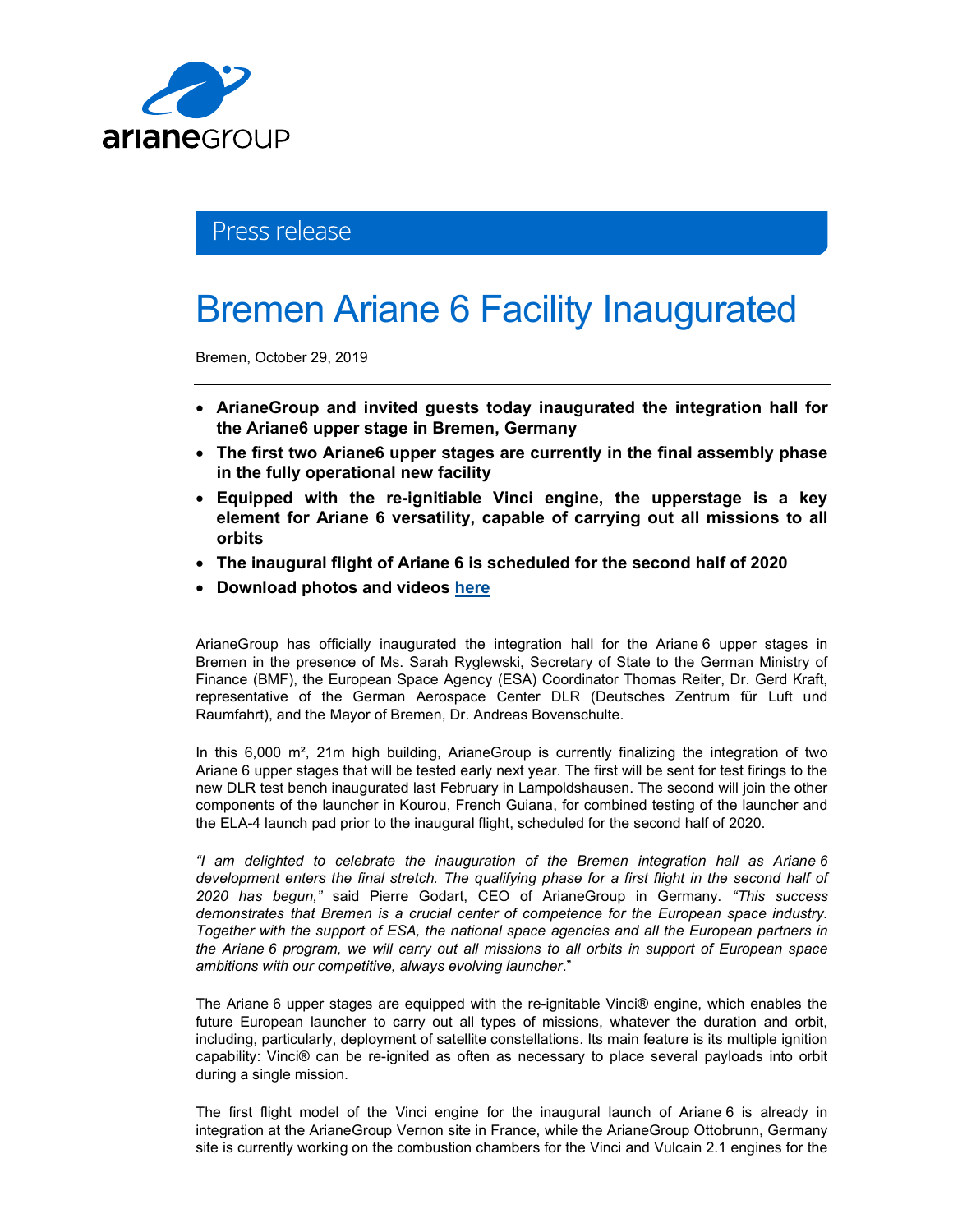Press release

# Bremen Ariane 6 Facility Inaugurated

Bremen, October 29, 2019

- **ArianeGroup and invited guests today inaugurated the integration hall for the Ariane6 upper stage in Bremen, Germany**
- **The first two Ariane6 upper stages are currently in the final assembly phase in the fully operational new facility**
- **Equipped with the re-ignitiable Vinci engine, the upperstage is a key element for Ariane 6 versatility, capable of carrying out all missions to all orbits**
- **The inaugural flight of Ariane 6 is scheduled for the second half of 2020**
- **Download photos and videos [here]()**

ArianeGroup has officially inaugurated the integration hall for the Ariane 6 upper stages in Bremen in the presence of Ms. Sarah Ryglewski, Secretary of State to the German Ministry of Finance (BMF), the European Space Agency (ESA) Coordinator Thomas Reiter, Dr. Gerd Kraft, representative of the German Aerospace Center DLR (Deutsches Zentrum für Luft und Raumfahrt), and the Mayor of Bremen, Dr. Andreas Bovenschulte.

In this 6,000 m², 21m high building, ArianeGroup is currently finalizing the integration of two Ariane 6 upper stages that will be tested early next year. The first will be sent for test firings to the new DLR test bench inaugurated last February in Lampoldshausen. The second will join the other components of the launcher in Kourou, French Guiana, for combined testing of the launcher and the ELA-4 launch pad prior to the inaugural flight, scheduled for the second half of 2020.

*"I am delighted to celebrate the inauguration of the Bremen integration hall as Ariane 6 development enters the final stretch. The qualifying phase for a first flight in the second half of 2020 has begun,"* said Pierre Godart, CEO of ArianeGroup in Germany. *"This success demonstrates that Bremen is a crucial center of competence for the European space industry. Together with the support of ESA, the national space agencies and all the European partners in the Ariane 6 program, we will carry out all missions to all orbits in support of European space ambitions with our competitive, always evolving launcher*."

The Ariane 6 upper stages are equipped with the re-ignitable Vinci® engine, which enables the future European launcher to carry out all types of missions, whatever the duration and orbit, including, particularly, deployment of satellite constellations. Its main feature is its multiple ignition capability: Vinci® can be re-ignited as often as necessary to place several payloads into orbit during a single mission.

The first flight model of the Vinci engine for the inaugural launch of Ariane 6 is already in integration at the ArianeGroup Vernon site in France, while the ArianeGroup Ottobrunn, Germany site is currently working on the combustion chambers for the Vinci and Vulcain 2.1 engines for the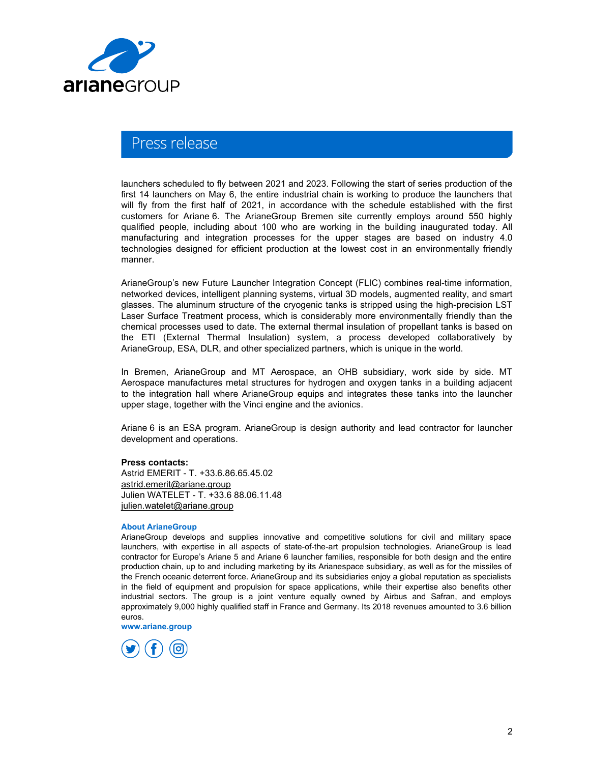## Press release

launchers scheduled to fly between 2021 and 2023. Following the start of series production of the first 14 launchers on May 6, the entire industrial chain is working to produce the launchers that will fly from the first half of 2021, in accordance with the schedule established with the first customers for Ariane 6. The ArianeGroup Bremen site currently employs around 550 highly qualified people, including about 100 who are working in the building inaugurated today. All manufacturing and integration processes for the upper stages are based on industry 4.0 technologies designed for efficient production at the lowest cost in an environmentally friendly manner.

ArianeGroup's new Future Launcher Integration Concept (FLIC) combines real-time information, networked devices, intelligent planning systems, virtual 3D models, augmented reality, and smart glasses. The aluminum structure of the cryogenic tanks is stripped using the high-precision LST Laser Surface Treatment process, which is considerably more environmentally friendly than the chemical processes used to date. The external thermal insulation of propellant tanks is based on the ETI (External Thermal Insulation) system, a process developed collaboratively by ArianeGroup, ESA, DLR, and other specialized partners, which is unique in the world.

In Bremen, ArianeGroup and MT Aerospace, an OHB subsidiary, work side by side. MT Aerospace manufactures metal structures for hydrogen and oxygen tanks in a building adjacent to the integration hall where ArianeGroup equips and integrates these tanks into the launcher upper stage, together with the Vinci engine and the avionics.

Ariane 6 is an ESA program. ArianeGroup is design authority and lead contractor for launcher development and operations.

**Press contacts:**
Astrid EMERIT - T. +33.6.86.65.45.02
astrid.emerit@ariane.group
Julien WATELET - T. +33.6 88.06.11.48
julien.watelet@ariane.group

**About ArianeGroup**

ArianeGroup develops and supplies innovative and competitive solutions for civil and military space launchers, with expertise in all aspects of state-of-the-art propulsion technologies. ArianeGroup is lead contractor for Europe's Ariane 5 and Ariane 6 launcher families, responsible for both design and the entire production chain, up to and including marketing by its Arianespace subsidiary, as well as for the missiles of the French oceanic deterrent force. ArianeGroup and its subsidiaries enjoy a global reputation as specialists in the field of equipment and propulsion for space applications, while their expertise also benefits other industrial sectors. The group is a joint venture equally owned by Airbus and Safran, and employs approximately 9,000 highly qualified staff in France and Germany. Its 2018 revenues amounted to 3.6 billion euros.

**www.ariane.group**